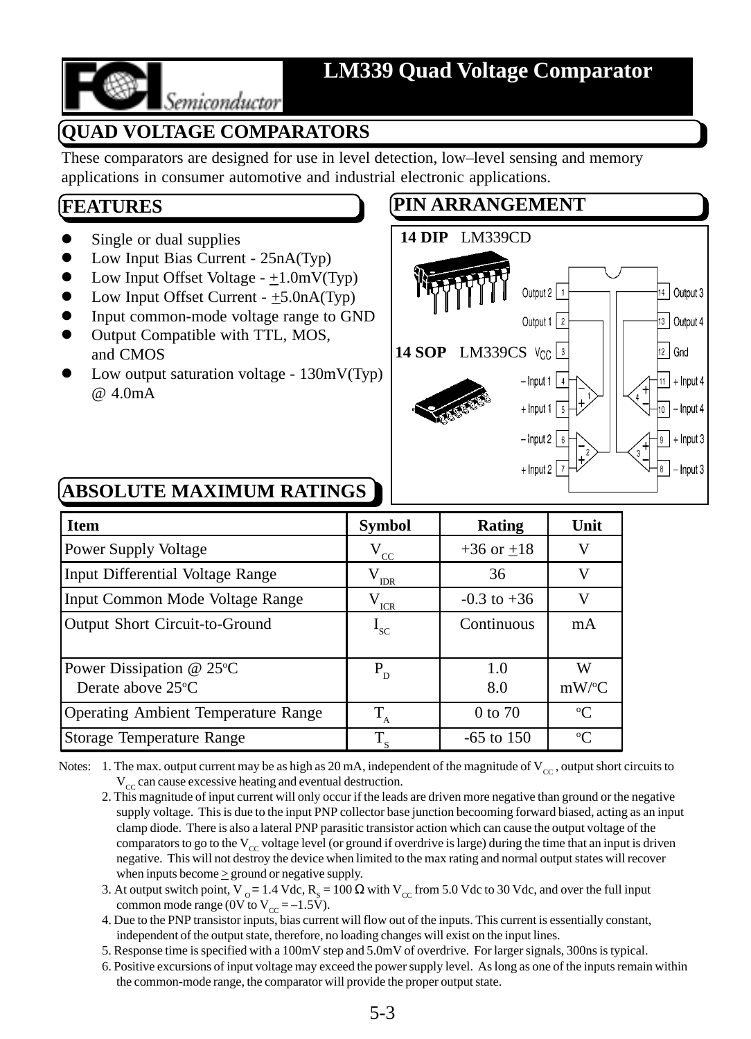# LM339 Quad Voltage Comparator

## QUAD VOLTAGE COMPARATORS

These comparators are designed for use in level detection, low–level sensing and memory applications in consumer automotive and industrial electronic applications.

## FEATURES

- Single or dual supplies
- Low Input Bias Current - 25nA(Typ)
- Low Input Offset Voltage - ±1.0mV(Typ)
- Low Input Offset Current - ±5.0nA(Typ)
- Input common-mode voltage range to GND
- Output Compatible with TTL, MOS, and CMOS
- Low output saturation voltage - 130mV(Typ) @ 4.0mA

## PIN ARRANGEMENT

**14 DIP** LM339CD

**14 SOP** LM339CS

| Pin | Function | Pin | Function |
|---|---|---|---|
| 1 | Output 2 | 14 | Output 3 |
| 2 | Output 1 | 13 | Output 4 |
| 3 | $V_{CC}$ | 12 | Gnd |
| 4 | – Input 1 | 11 | + Input 4 |
| 5 | + Input 1 | 10 | – Input 4 |
| 6 | – Input 2 | 9 | + Input 3 |
| 7 | + Input 2 | 8 | – Input 3 |

## ABSOLUTE MAXIMUM RATINGS

| Item | Symbol | Rating | Unit |
|---|---|---|---|
| Power Supply Voltage | $V_{CC}$ | +36 or ±18 | V |
| Input Differential Voltage Range | $V_{IDR}$ | 36 | V |
| Input Common Mode Voltage Range | $V_{ICR}$ | -0.3 to +36 | V |
| Output Short Circuit-to-Ground | $I_{SC}$ | Continuous | mA |
| Power Dissipation @ 25°C<br>Derate above 25°C | $P_D$ | 1.0<br>8.0 | W<br>mW/°C |
| Operating Ambient Temperature Range | $T_A$ | 0 to 70 | °C |
| Storage Temperature Range | $T_S$ | -65 to 150 | °C |

Notes:

1. The max. output current may be as high as 20 mA, independent of the magnitude of $V_{CC}$, output short circuits to $V_{CC}$ can cause excessive heating and eventual destruction.
2. This magnitude of input current will only occur if the leads are driven more negative than ground or the negative supply voltage. This is due to the input PNP collector base junction becooming forward biased, acting as an input clamp diode. There is also a lateral PNP parasitic transistor action which can cause the output voltage of the comparators to go to the $V_{CC}$ voltage level (or ground if overdrive is large) during the time that an input is driven negative. This will not destroy the device when limited to the max rating and normal output states will recover when inputs become ≥ ground or negative supply.
3. At output switch point, $V_O = 1.4$ Vdc, $R_S = 100\ \Omega$ with $V_{CC}$ from 5.0 Vdc to 30 Vdc, and over the full input common mode range (0V to $V_{CC} = -1.5$V).
4. Due to the PNP transistor inputs, bias current will flow out of the inputs. This current is essentially constant, independent of the output state, therefore, no loading changes will exist on the input lines.
5. Response time is specified with a 100mV step and 5.0mV of overdrive. For larger signals, 300ns is typical.
6. Positive excursions of input voltage may exceed the power supply level. As long as one of the inputs remain within the common-mode range, the comparator will provide the proper output state.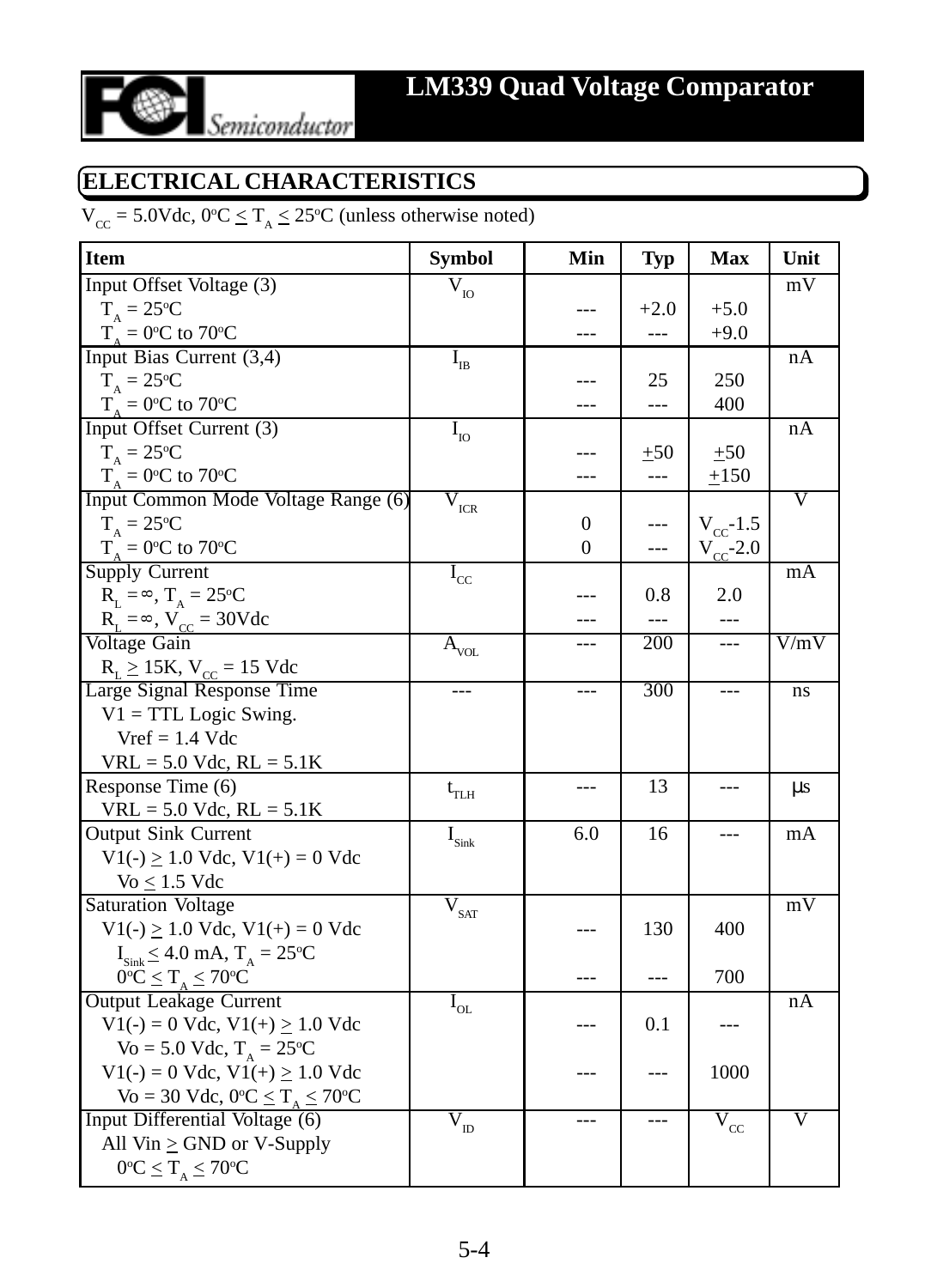## ELECTRICAL CHARACTERISTICS

$V_{CC}$ = 5.0Vdc, 0ºC ≤ $T_A$ ≤ 25ºC (unless otherwise noted)

| Item | Symbol | Min | Typ | Max | Unit |
|---|---|---|---|---|---|
| Input Offset Voltage (3) | $V_{IO}$ | | | | mV |
| $T_A$ = 25ºC | | --- | +2.0 | +5.0 | |
| $T_A$ = 0ºC to 70ºC | | --- | --- | +9.0 | |
| Input Bias Current (3,4) | $I_{IB}$ | | | | nA |
| $T_A$ = 25ºC | | --- | 25 | 250 | |
| $T_A$ = 0ºC to 70ºC | | --- | --- | 400 | |
| Input Offset Current (3) | $I_{IO}$ | | | | nA |
| $T_A$ = 25ºC | | --- | ±50 | ±50 | |
| $T_A$ = 0ºC to 70ºC | | --- | --- | ±150 | |
| Input Common Mode Voltage Range (6) | $V_{ICR}$ | | | | V |
| $T_A$ = 25ºC | | 0 | --- | $V_{CC}$-1.5 | |
| $T_A$ = 0ºC to 70ºC | | 0 | --- | $V_{CC}$-2.0 | |
| Supply Current | $I_{CC}$ | | | | mA |
| $R_L$ = ∞, $T_A$ = 25ºC | | --- | 0.8 | 2.0 | |
| $R_L$ = ∞, $V_{CC}$ = 30Vdc | | --- | --- | --- | |
| Voltage Gain<br>$R_L$ ≥ 15K, $V_{CC}$ = 15 Vdc | $A_{VOL}$ | --- | 200 | --- | V/mV |
| Large Signal Response Time<br>V1 = TTL Logic Swing.<br>Vref = 1.4 Vdc<br>VRL = 5.0 Vdc, RL = 5.1K | --- | --- | 300 | --- | ns |
| Response Time (6)<br>VRL = 5.0 Vdc, RL = 5.1K | $t_{TLH}$ | --- | 13 | --- | µs |
| Output Sink Current<br>V1(-) ≥ 1.0 Vdc, V1(+) = 0 Vdc<br>Vo ≤ 1.5 Vdc | $I_{Sink}$ | 6.0 | 16 | --- | mA |
| Saturation Voltage | $V_{SAT}$ | | | | mV |
| V1(-) ≥ 1.0 Vdc, V1(+) = 0 Vdc<br>$I_{Sink}$ ≤ 4.0 mA, $T_A$ = 25ºC | | --- | 130 | 400 | |
| 0ºC ≤ $T_A$ ≤ 70ºC | | --- | --- | 700 | |
| Output Leakage Current | $I_{OL}$ | | | | nA |
| V1(-) = 0 Vdc, V1(+) ≥ 1.0 Vdc<br>Vo = 5.0 Vdc, $T_A$ = 25ºC | | --- | 0.1 | --- | |
| V1(-) = 0 Vdc, V1(+) ≥ 1.0 Vdc<br>Vo = 30 Vdc, 0ºC ≤ $T_A$ ≤ 70ºC | | --- | --- | 1000 | |
| Input Differential Voltage (6)<br>All Vin ≥ GND or V-Supply<br>0ºC ≤ $T_A$ ≤ 70ºC | $V_{ID}$ | --- | --- | $V_{CC}$ | V |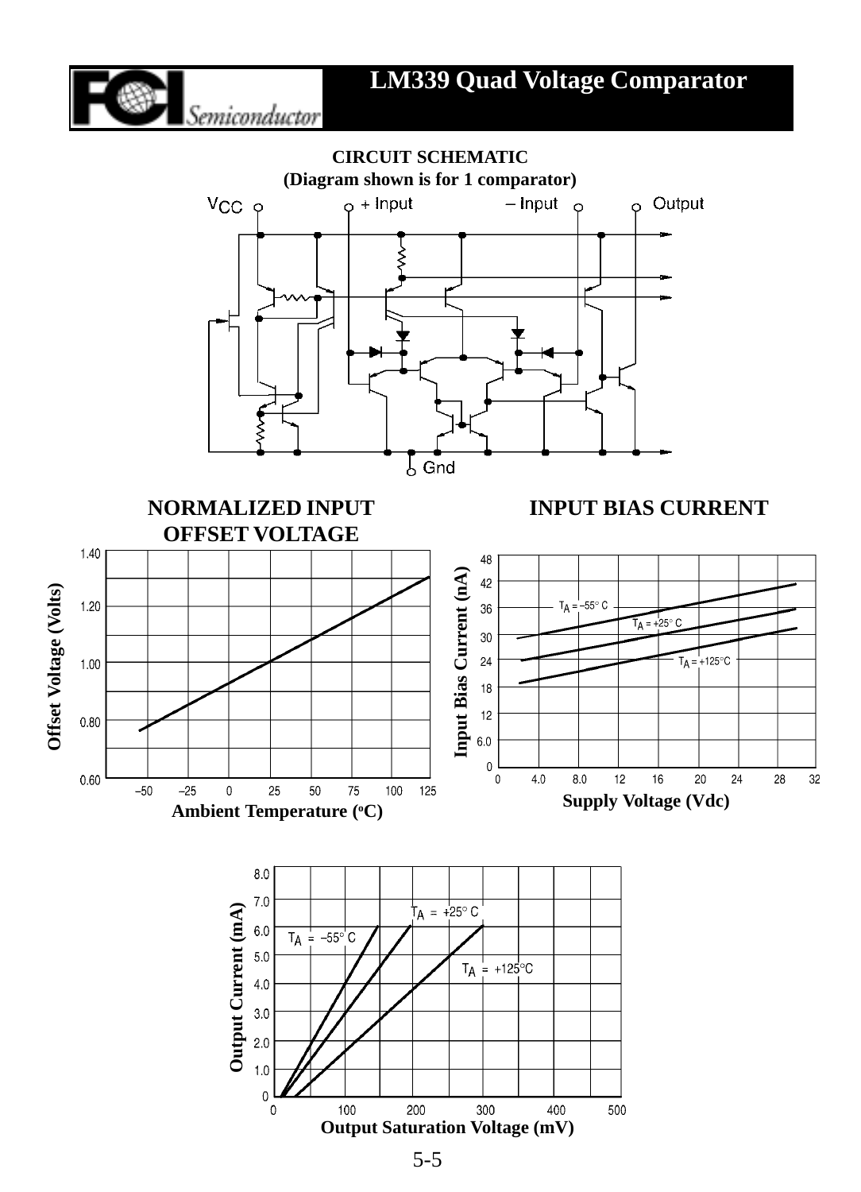# LM339 Quad Voltage Comparator

**CIRCUIT SCHEMATIC**
**(Diagram shown is for 1 comparator)**

$V_{CC}$ + Input – Input Output

Gnd

**NORMALIZED INPUT OFFSET VOLTAGE**

Offset Voltage (Volts)

Ambient Temperature (°C)

**INPUT BIAS CURRENT**

Input Bias Current (nA)

Supply Voltage (Vdc)

$T_A$ = –55° C
$T_A$ = +25° C
$T_A$ = +125°C

Output Current (mA)

Output Saturation Voltage (mV)

$T_A$ = –55° C
$T_A$ = +25° C
$T_A$ = +125°C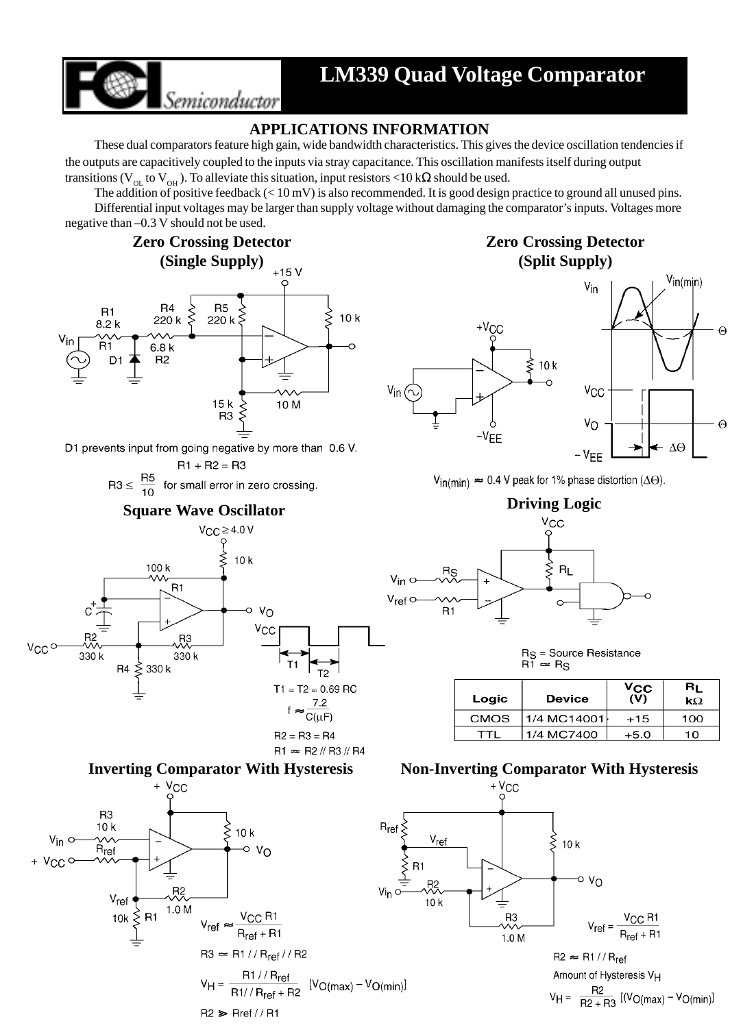# LM339 Quad Voltage Comparator

## APPLICATIONS INFORMATION

These dual comparators feature high gain, wide bandwidth characteristics. This gives the device oscillation tendencies if the outputs are capacitively coupled to the inputs via stray capacitance. This oscillation manifests itself during output transitions ($V_{OL}$ to $V_{OH}$). To alleviate this situation, input resistors <10 kΩ should be used.

The addition of positive feedback (< 10 mV) is also recommended. It is good design practice to ground all unused pins.

Differential input voltages may be larger than supply voltage without damaging the comparator's inputs. Voltages more negative than –0.3 V should not be used.

### Zero Crossing Detector (Single Supply)

D1 prevents input from going negative by more than 0.6 V.

$$R1 + R2 = R3$$

$$R3 \leq \frac{R5}{10} \text{ for small error in zero crossing.}$$

### Zero Crossing Detector (Split Supply)

$V_{in(min)} \approx$ 0.4 V peak for 1% phase distortion ($\Delta\Theta$).

### Square Wave Oscillator

$V_{CC} \geq 4.0$ V

$$T1 = T2 = 0.69\ RC$$

$$f \approx \frac{7.2}{C(\mu F)}$$

$$R2 = R3 = R4$$

$$R1 \approx R2 \mathbin{//} R3 \mathbin{//} R4$$

### Driving Logic

$R_S$ = Source Resistance

$R1 \simeq R_S$

| Logic | Device | $V_{CC}$ (V) | $R_L$ kΩ |
|---|---|---|---|
| CMOS | 1/4 MC14001 | +15 | 100 |
| TTL | 1/4 MC7400 | +5.0 | 10 |

### Inverting Comparator With Hysteresis

$$V_{ref} \approx \frac{V_{CC}\ R1}{R_{ref} + R1}$$

$$R3 \simeq R1 \mathbin{//} R_{ref} \mathbin{//} R2$$

$$V_H = \frac{R1 \mathbin{//} R_{ref}}{R1 \mathbin{//} R_{ref} + R2}\ [V_{O(max)} - V_{O(min)}]$$

$$R2 \gg R_{ref} \mathbin{//} R1$$

### Non-Inverting Comparator With Hysteresis

$$V_{ref} = \frac{V_{CC}\ R1}{R_{ref} + R1}$$

$$R2 \approx R1 \mathbin{//} R_{ref}$$

Amount of Hysteresis $V_H$

$$V_H = \frac{R2}{R2 + R3}\ [(V_{O(max)} - V_{O(min)}]$$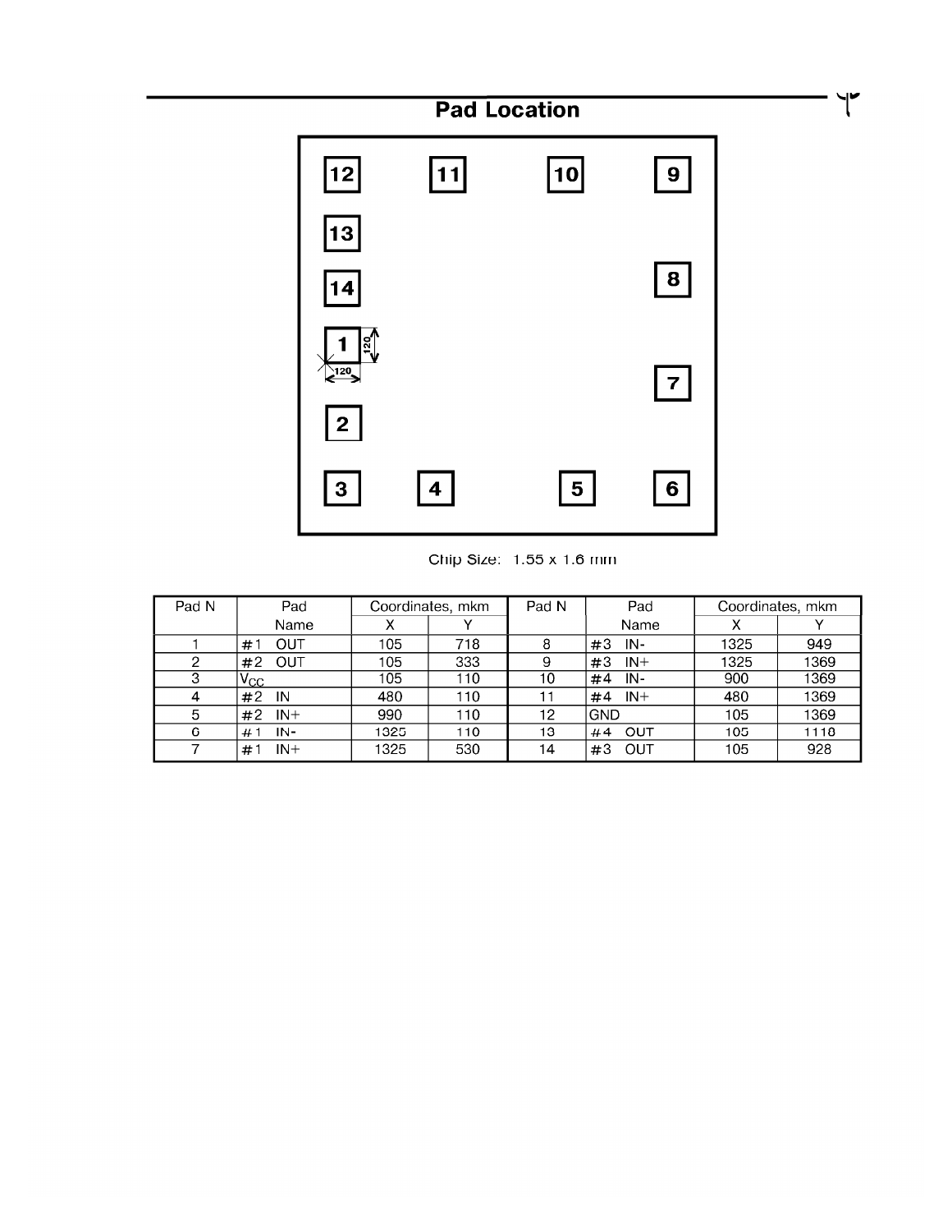## Pad Location

12 11 10 9

13

14 8

1 120 120

7

2

3 4 5 6

Chip Size: 1.55 x 1.6 mm

| Pad N | Pad Name | Coordinates, mkm | | Pad N | Pad Name | Coordinates, mkm | |
|---|---|---|---|---|---|---|---|
| | | X | Y | | | X | Y |
| 1 | #1 OUT | 105 | 718 | 8 | #3 IN- | 1325 | 949 |
| 2 | #2 OUT | 105 | 333 | 9 | #3 IN+ | 1325 | 1369 |
| 3 | $V_{CC}$ | 105 | 110 | 10 | #4 IN- | 900 | 1369 |
| 4 | #2 IN | 480 | 110 | 11 | #4 IN+ | 480 | 1369 |
| 5 | #2 IN+ | 990 | 110 | 12 | GND | 105 | 1369 |
| 6 | #1 IN- | 1325 | 110 | 13 | #4 OUT | 105 | 1118 |
| 7 | #1 IN+ | 1325 | 530 | 14 | #3 OUT | 105 | 928 |